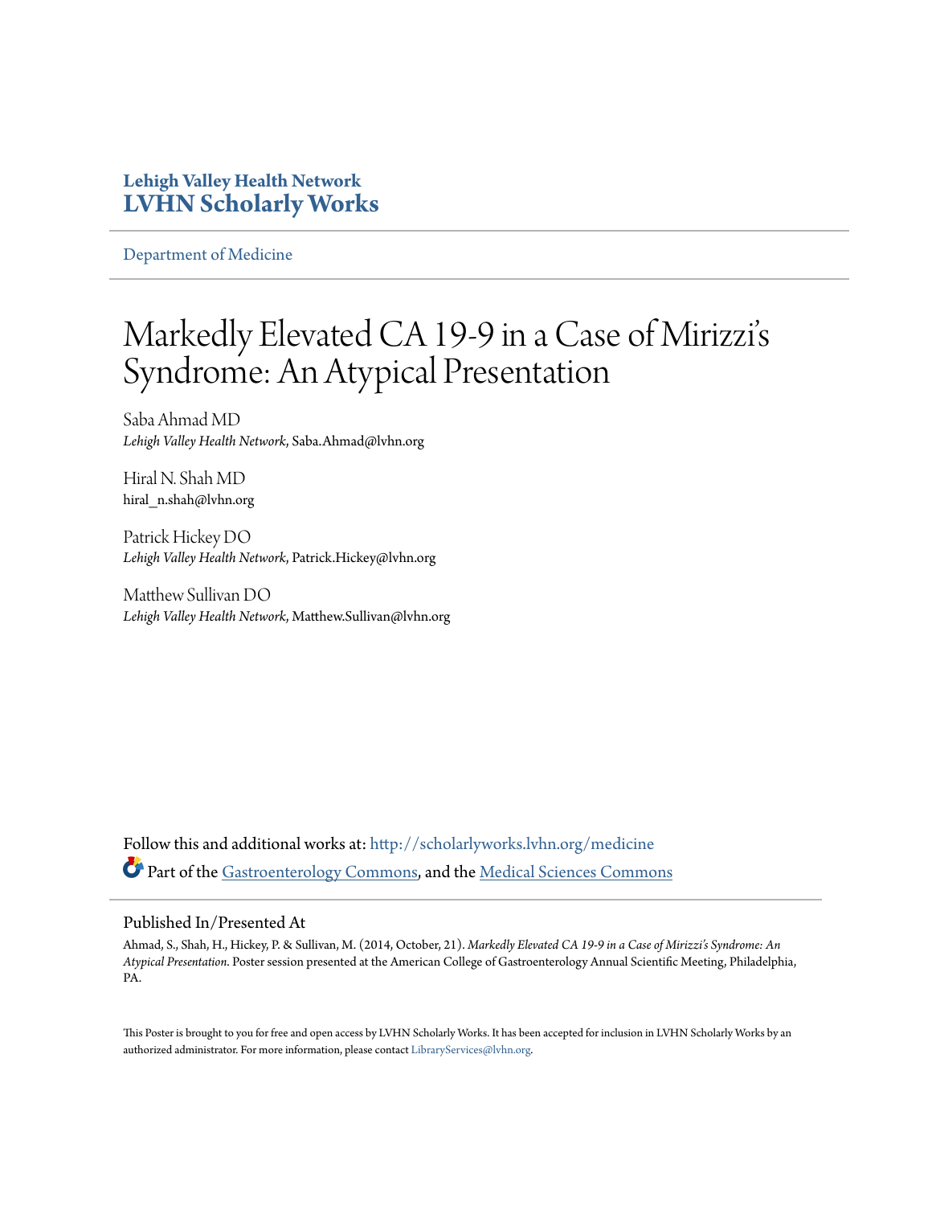**Lehigh Valley Health Network**
**LVHN Scholarly Works**

Department of Medicine

# Markedly Elevated CA 19-9 in a Case of Mirizzi's Syndrome: An Atypical Presentation

Saba Ahmad MD
*Lehigh Valley Health Network*, Saba.Ahmad@lvhn.org

Hiral N. Shah MD
hiral_n.shah@lvhn.org

Patrick Hickey DO
*Lehigh Valley Health Network*, Patrick.Hickey@lvhn.org

Matthew Sullivan DO
*Lehigh Valley Health Network*, Matthew.Sullivan@lvhn.org

Follow this and additional works at: http://scholarlyworks.lvhn.org/medicine

Part of the Gastroenterology Commons, and the Medical Sciences Commons

## Published In/Presented At

Ahmad, S., Shah, H., Hickey, P. & Sullivan, M. (2014, October, 21). *Markedly Elevated CA 19-9 in a Case of Mirizzi's Syndrome: An Atypical Presentation*. Poster session presented at the American College of Gastroenterology Annual Scientific Meeting, Philadelphia, PA.

This Poster is brought to you for free and open access by LVHN Scholarly Works. It has been accepted for inclusion in LVHN Scholarly Works by an authorized administrator. For more information, please contact LibraryServices@lvhn.org.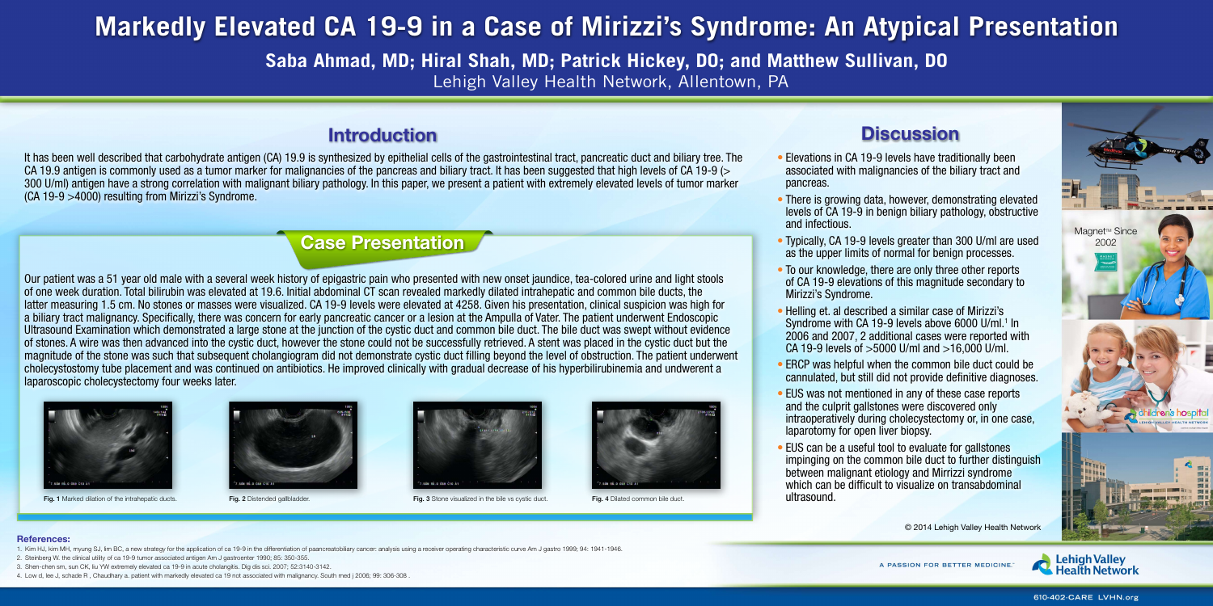# Markedly Elevated CA 19-9 in a Case of Mirizzi's Syndrome: An Atypical Presentation

**Saba Ahmad, MD; Hiral Shah, MD; Patrick Hickey, DO; and Matthew Sullivan, DO**

Lehigh Valley Health Network, Allentown, PA

## Introduction

It has been well described that carbohydrate antigen (CA) 19.9 is synthesized by epithelial cells of the gastrointestinal tract, pancreatic duct and biliary tree. The CA 19.9 antigen is commonly used as a tumor marker for malignancies of the pancreas and biliary tract. It has been suggested that high levels of CA 19-9 (> 300 U/ml) antigen have a strong correlation with malignant biliary pathology. In this paper, we present a patient with extremely elevated levels of tumor marker (CA 19-9 >4000) resulting from Mirizzi's Syndrome.

## Case Presentation

Our patient was a 51 year old male with a several week history of epigastric pain who presented with new onset jaundice, tea-colored urine and light stools of one week duration. Total bilirubin was elevated at 19.6. Initial abdominal CT scan revealed markedly dilated intrahepatic and common bile ducts, the latter measuring 1.5 cm. No stones or masses were visualized. CA 19-9 levels were elevated at 4258. Given his presentation, clinical suspicion was high for a biliary tract malignancy. Specifically, there was concern for early pancreatic cancer or a lesion at the Ampulla of Vater. The patient underwent Endoscopic Ultrasound Examination which demonstrated a large stone at the junction of the cystic duct and common bile duct. The bile duct was swept without evidence of stones. A wire was then advanced into the cystic duct, however the stone could not be successfully retrieved. A stent was placed in the cystic duct but the magnitude of the stone was such that subsequent cholangiogram did not demonstrate cystic duct filling beyond the level of obstruction. The patient underwent cholecystostomy tube placement and was continued on antibiotics. He improved clinically with gradual decrease of his hyperbilirubinemia and underwent a laparoscopic cholecystectomy four weeks later.

**Fig. 1** Marked dilation of the intrahepatic ducts.

**Fig. 2** Distended gallbladder.

**Fig. 3** Stone visualized in the bile vs cystic duct.

**Fig. 4** Dilated common bile duct.

## Discussion

- Elevations in CA 19-9 levels have traditionally been associated with malignancies of the biliary tract and pancreas.
- There is growing data, however, demonstrating elevated levels of CA 19-9 in benign biliary pathology, obstructive and infectious.
- Typically, CA 19-9 levels greater than 300 U/ml are used as the upper limits of normal for benign processes.
- To our knowledge, there are only three other reports of CA 19-9 elevations of this magnitude secondary to Mirizzi's Syndrome.
- Helling et. al described a similar case of Mirizzi's Syndrome with CA 19-9 levels above 6000 U/ml.[1] In 2006 and 2007, 2 additional cases were reported with CA 19-9 levels of >5000 U/ml and >16,000 U/ml.
- ERCP was helpful when the common bile duct could be cannulated, but still did not provide definitive diagnoses.
- EUS was not mentioned in any of these case reports and the culprit gallstones were discovered only intraoperatively during cholecystectomy or, in one case, laparotomy for open liver biopsy.
- EUS can be a useful tool to evaluate for gallstones impinging on the common bile duct to further distinguish between malignant etiology and Mirrizzi syndrome which can be difficult to visualize on transabdominal ultrasound.

© 2014 Lehigh Valley Health Network

### References:

1. Kim HJ, kim MH, myung SJ, lim BC, a new strategy for the application of ca 19-9 in the differentiation of paancreatobiliary cancer: analysis using a receiver operating characteristic curve Am J gastro 1999; 94: 1941-1946.
2. Steinberg W. the clinical utility of ca 19-9 tumor associated antigen Am J gastroenter 1990; 85: 350-355.
3. Shen-chen sm, sun CK, liu YW extremely elevated ca 19-9 in acute cholangitis. Dig dis sci. 2007; 52:3140-3142.
4. Low d, lee J, schade R , Chaudhary a. patient with markedly elevated ca 19 not associated with malignancy. South med j 2006; 99: 306-308 .

A PASSION FOR BETTER MEDICINE.

Lehigh Valley Health Network

610-402-CARE LVHN.org